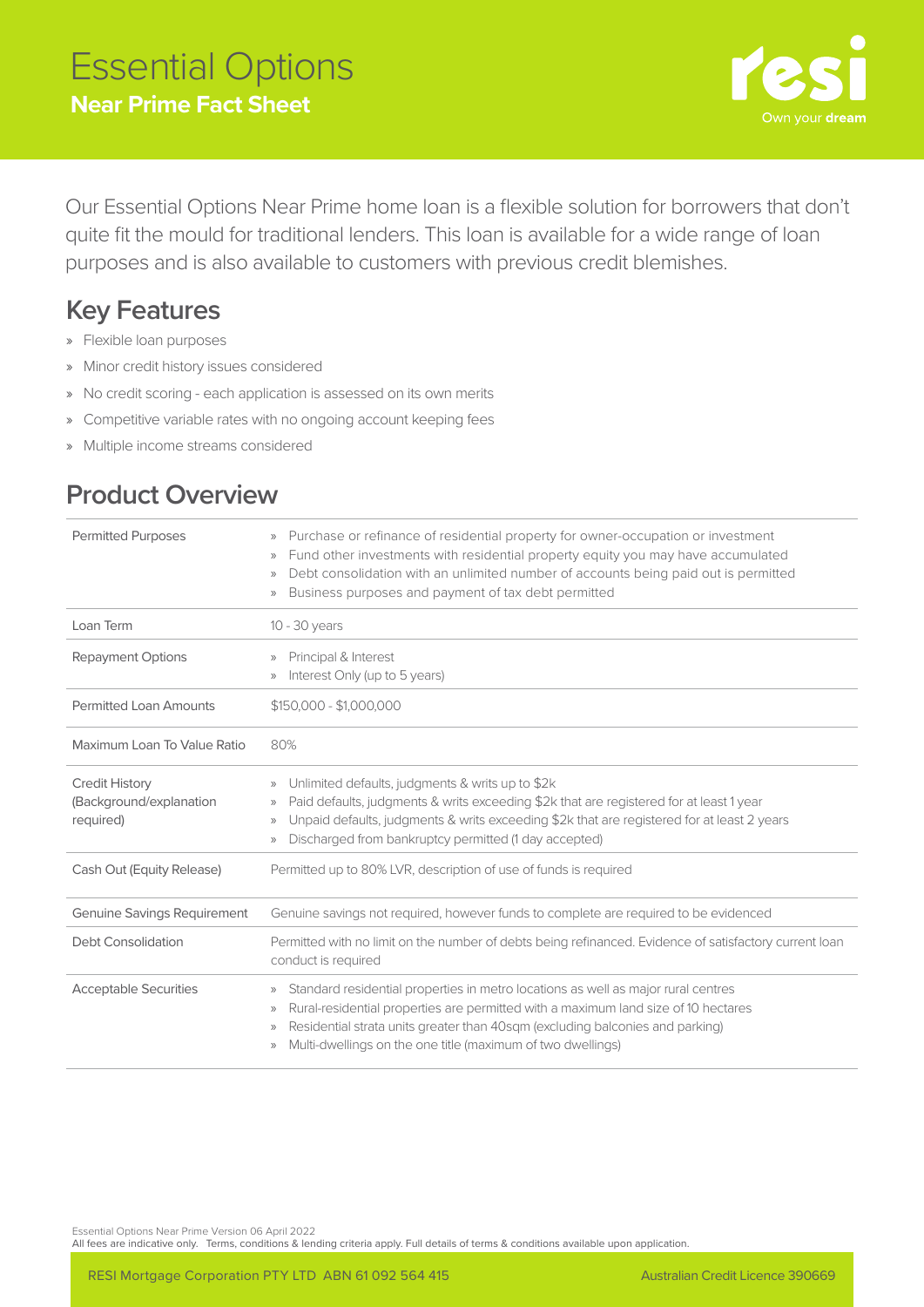# Essential Options

## Near Prime Fact Sheet

resi
Own your **dream**

Our Essential Options Near Prime home loan is a flexible solution for borrowers that don't quite fit the mould for traditional lenders. This loan is available for a wide range of loan purposes and is also available to customers with previous credit blemishes.

## Key Features

- Flexible loan purposes
- Minor credit history issues considered
- No credit scoring - each application is assessed on its own merits
- Competitive variable rates with no ongoing account keeping fees
- Multiple income streams considered

## Product Overview

| | |
|---|---|
| Permitted Purposes | » Purchase or refinance of residential property for owner-occupation or investment<br>» Fund other investments with residential property equity you may have accumulated<br>» Debt consolidation with an unlimited number of accounts being paid out is permitted<br>» Business purposes and payment of tax debt permitted |
| Loan Term | 10 - 30 years |
| Repayment Options | » Principal & Interest<br>» Interest Only (up to 5 years) |
| Permitted Loan Amounts | $150,000 - $1,000,000 |
| Maximum Loan To Value Ratio | 80% |
| Credit History (Background/explanation required) | » Unlimited defaults, judgments & writs up to $2k<br>» Paid defaults, judgments & writs exceeding $2k that are registered for at least 1 year<br>» Unpaid defaults, judgments & writs exceeding $2k that are registered for at least 2 years<br>» Discharged from bankruptcy permitted (1 day accepted) |
| Cash Out (Equity Release) | Permitted up to 80% LVR, description of use of funds is required |
| Genuine Savings Requirement | Genuine savings not required, however funds to complete are required to be evidenced |
| Debt Consolidation | Permitted with no limit on the number of debts being refinanced. Evidence of satisfactory current loan conduct is required |
| Acceptable Securities | » Standard residential properties in metro locations as well as major rural centres<br>» Rural-residential properties are permitted with a maximum land size of 10 hectares<br>» Residential strata units greater than 40sqm (excluding balconies and parking)<br>» Multi-dwellings on the one title (maximum of two dwellings) |

Essential Options Near Prime Version 06 April 2022
All fees are indicative only. Terms, conditions & lending criteria apply. Full details of terms & conditions available upon application.

RESI Mortgage Corporation PTY LTD ABN 61 092 564 415 Australian Credit Licence 390669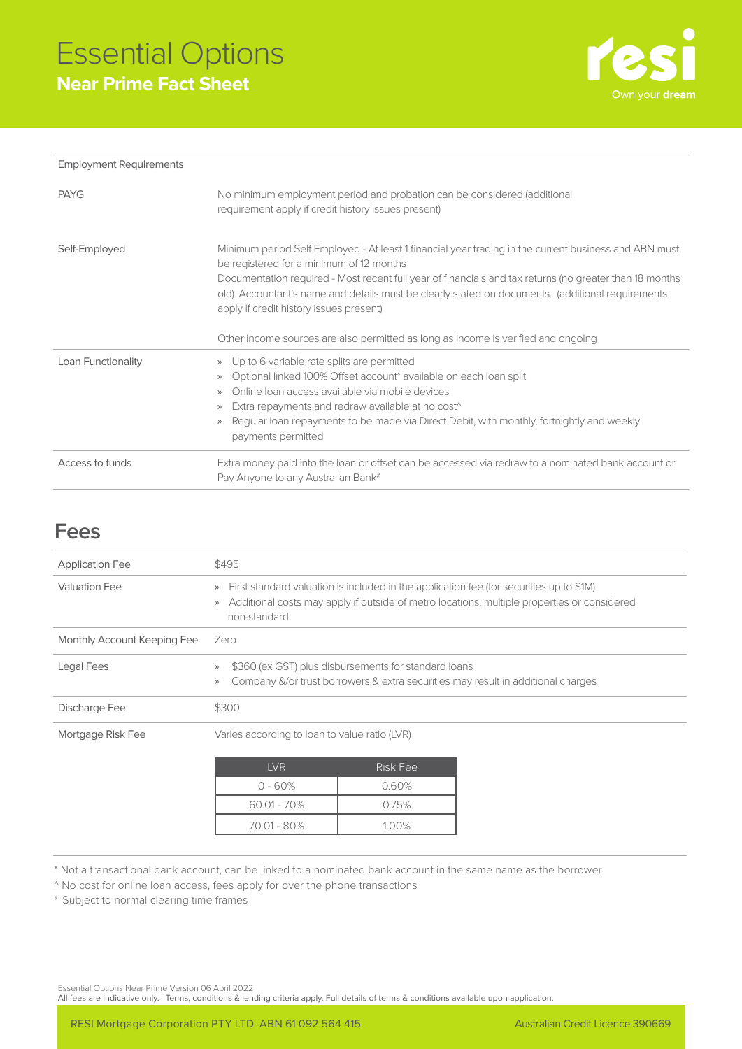# Essential Options

## Near Prime Fact Sheet

resi
Own your **dream**

| | |
|---|---|
| Employment Requirements | |
| PAYG | No minimum employment period and probation can be considered (additional requirement apply if credit history issues present) |
| Self-Employed | Minimum period Self Employed - At least 1 financial year trading in the current business and ABN must be registered for a minimum of 12 months<br>Documentation required - Most recent full year of financials and tax returns (no greater than 18 months old). Accountant's name and details must be clearly stated on documents. (additional requirements apply if credit history issues present)<br><br>Other income sources are also permitted as long as income is verified and ongoing |
| Loan Functionality | » Up to 6 variable rate splits are permitted<br>» Optional linked 100% Offset account* available on each loan split<br>» Online loan access available via mobile devices<br>» Extra repayments and redraw available at no cost^<br>» Regular loan repayments to be made via Direct Debit, with monthly, fortnightly and weekly payments permitted |
| Access to funds | Extra money paid into the loan or offset can be accessed via redraw to a nominated bank account or Pay Anyone to any Australian Bank# |

## Fees

| | |
|---|---|
| Application Fee | $495 |
| Valuation Fee | » First standard valuation is included in the application fee (for securities up to $1M)<br>» Additional costs may apply if outside of metro locations, multiple properties or considered non-standard |
| Monthly Account Keeping Fee | Zero |
| Legal Fees | » $360 (ex GST) plus disbursements for standard loans<br>» Company &/or trust borrowers & extra securities may result in additional charges |
| Discharge Fee | $300 |
| Mortgage Risk Fee | Varies according to loan to value ratio (LVR) |

| LVR | Risk Fee |
|---|---|
| 0 - 60% | 0.60% |
| 60.01 - 70% | 0.75% |
| 70.01 - 80% | 1.00% |

\* Not a transactional bank account, can be linked to a nominated bank account in the same name as the borrower

^ No cost for online loan access, fees apply for over the phone transactions

# Subject to normal clearing time frames

Essential Options Near Prime Version 06 April 2022

All fees are indicative only. Terms, conditions & lending criteria apply. Full details of terms & conditions available upon application.

RESI Mortgage Corporation PTY LTD ABN 61 092 564 415 Australian Credit Licence 390669